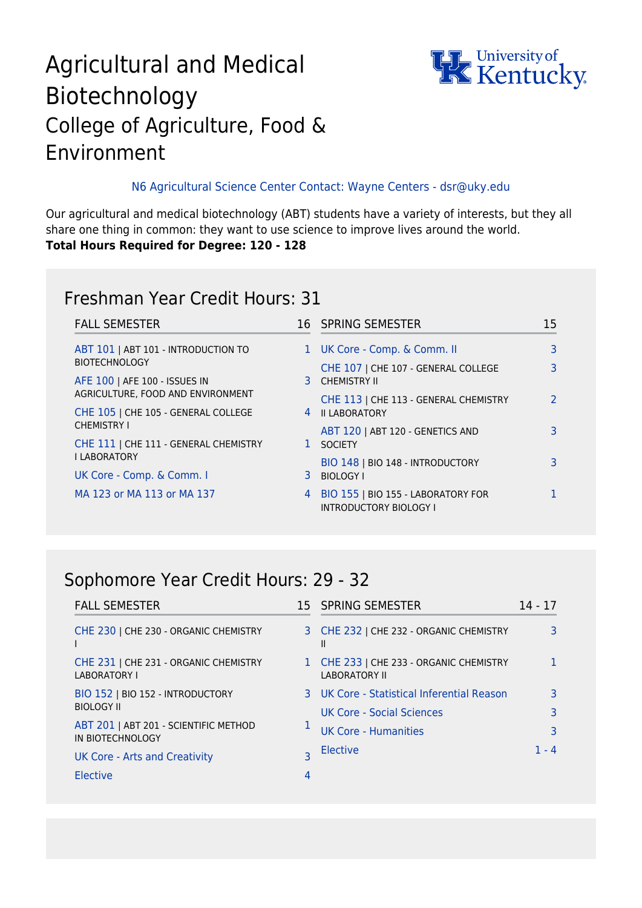# Agricultural and Medical Biotechnology

## College of Agriculture, Food & Environment

N6 Agricultural Science Center Contact: Wayne Centers - dsr@uky.edu

Our agricultural and medical biotechnology (ABT) students have a variety of interests, but they all share one thing in common: they want to use science to improve lives around the world.

**Total Hours Required for Degree: 120 - 128**

## Freshman Year Credit Hours: 31

| FALL SEMESTER | 16 |
|---|---|
| ABT 101 \| ABT 101 - INTRODUCTION TO BIOTECHNOLOGY | 1 |
| AFE 100 \| AFE 100 - ISSUES IN AGRICULTURE, FOOD AND ENVIRONMENT | 3 |
| CHE 105 \| CHE 105 - GENERAL COLLEGE CHEMISTRY I | 4 |
| CHE 111 \| CHE 111 - GENERAL CHEMISTRY I LABORATORY | 1 |
| UK Core - Comp. & Comm. I | 3 |
| MA 123 or MA 113 or MA 137 | 4 |

| SPRING SEMESTER | 15 |
|---|---|
| UK Core - Comp. & Comm. II | 3 |
| CHE 107 \| CHE 107 - GENERAL COLLEGE CHEMISTRY II | 3 |
| CHE 113 \| CHE 113 - GENERAL CHEMISTRY II LABORATORY | 2 |
| ABT 120 \| ABT 120 - GENETICS AND SOCIETY | 3 |
| BIO 148 \| BIO 148 - INTRODUCTORY BIOLOGY I | 3 |
| BIO 155 \| BIO 155 - LABORATORY FOR INTRODUCTORY BIOLOGY I | 1 |

## Sophomore Year Credit Hours: 29 - 32

| FALL SEMESTER | 15 |
|---|---|
| CHE 230 \| CHE 230 - ORGANIC CHEMISTRY I | 3 |
| CHE 231 \| CHE 231 - ORGANIC CHEMISTRY LABORATORY I | 1 |
| BIO 152 \| BIO 152 - INTRODUCTORY BIOLOGY II | 3 |
| ABT 201 \| ABT 201 - SCIENTIFIC METHOD IN BIOTECHNOLOGY | 1 |
| UK Core - Arts and Creativity | 3 |
| Elective | 4 |

| SPRING SEMESTER | 14 - 17 |
|---|---|
| CHE 232 \| CHE 232 - ORGANIC CHEMISTRY II | 3 |
| CHE 233 \| CHE 233 - ORGANIC CHEMISTRY LABORATORY II | 1 |
| UK Core - Statistical Inferential Reason | 3 |
| UK Core - Social Sciences | 3 |
| UK Core - Humanities | 3 |
| Elective | 1 - 4 |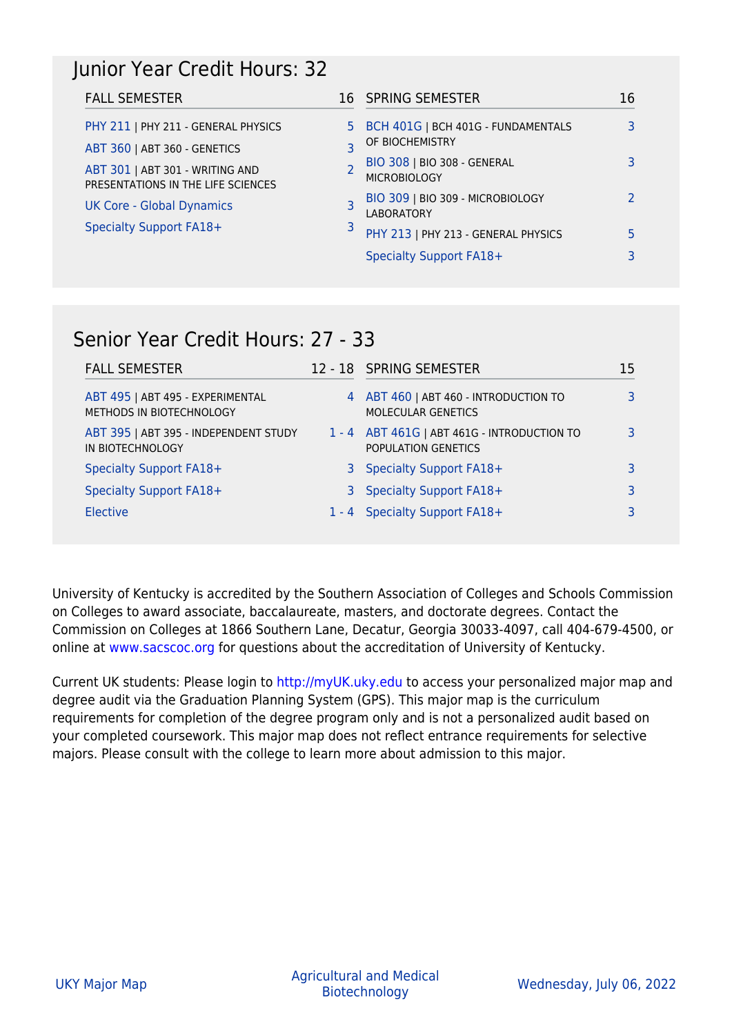## Junior Year Credit Hours: 32

| FALL SEMESTER | 16 | SPRING SEMESTER | 16 |
|---|---|---|---|
| PHY 211 \| PHY 211 - GENERAL PHYSICS | 5 | BCH 401G \| BCH 401G - FUNDAMENTALS OF BIOCHEMISTRY | 3 |
| ABT 360 \| ABT 360 - GENETICS | 3 | BIO 308 \| BIO 308 - GENERAL MICROBIOLOGY | 3 |
| ABT 301 \| ABT 301 - WRITING AND PRESENTATIONS IN THE LIFE SCIENCES | 2 | BIO 309 \| BIO 309 - MICROBIOLOGY LABORATORY | 2 |
| UK Core - Global Dynamics | 3 | PHY 213 \| PHY 213 - GENERAL PHYSICS | 5 |
| Specialty Support FA18+ | 3 | Specialty Support FA18+ | 3 |

## Senior Year Credit Hours: 27 - 33

| FALL SEMESTER | 12 - 18 | SPRING SEMESTER | 15 |
|---|---|---|---|
| ABT 495 \| ABT 495 - EXPERIMENTAL METHODS IN BIOTECHNOLOGY | 4 | ABT 460 \| ABT 460 - INTRODUCTION TO MOLECULAR GENETICS | 3 |
| ABT 395 \| ABT 395 - INDEPENDENT STUDY IN BIOTECHNOLOGY | 1 - 4 | ABT 461G \| ABT 461G - INTRODUCTION TO POPULATION GENETICS | 3 |
| Specialty Support FA18+ | 3 | Specialty Support FA18+ | 3 |
| Specialty Support FA18+ | 3 | Specialty Support FA18+ | 3 |
| Elective | 1 - 4 | Specialty Support FA18+ | 3 |

University of Kentucky is accredited by the Southern Association of Colleges and Schools Commission on Colleges to award associate, baccalaureate, masters, and doctorate degrees. Contact the Commission on Colleges at 1866 Southern Lane, Decatur, Georgia 30033-4097, call 404-679-4500, or online at www.sacscoc.org for questions about the accreditation of University of Kentucky.

Current UK students: Please login to http://myUK.uky.edu to access your personalized major map and degree audit via the Graduation Planning System (GPS). This major map is the curriculum requirements for completion of the degree program only and is not a personalized audit based on your completed coursework. This major map does not reflect entrance requirements for selective majors. Please consult with the college to learn more about admission to this major.